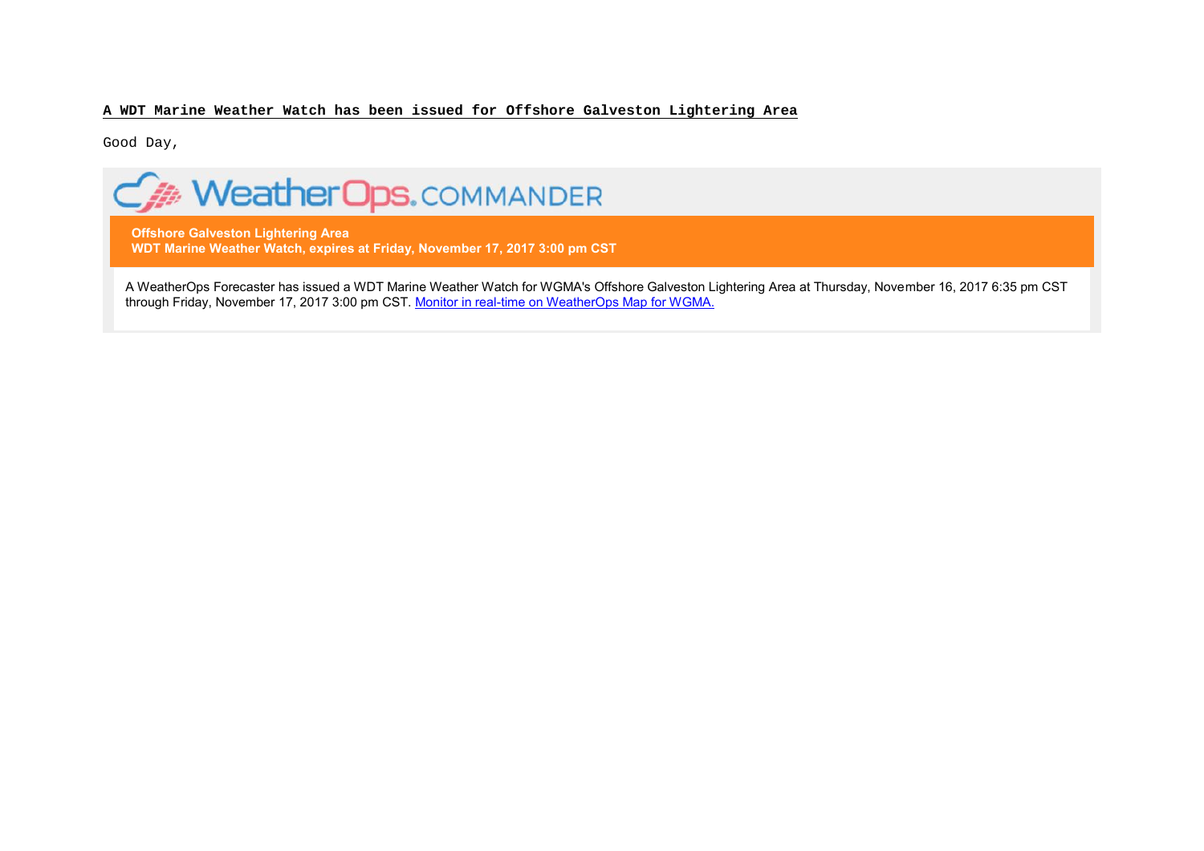**A WDT Marine Weather Watch has been issued for Offshore Galveston Lightering Area**

Good Day,

WeatherOps.COMMANDER

**Offshore Galveston Lightering Area**
**WDT Marine Weather Watch, expires at Friday, November 17, 2017 3:00 pm CST**

A WeatherOps Forecaster has issued a WDT Marine Weather Watch for WGMA's Offshore Galveston Lightering Area at Thursday, November 16, 2017 6:35 pm CST through Friday, November 17, 2017 3:00 pm CST. Monitor in real-time on WeatherOps Map for WGMA.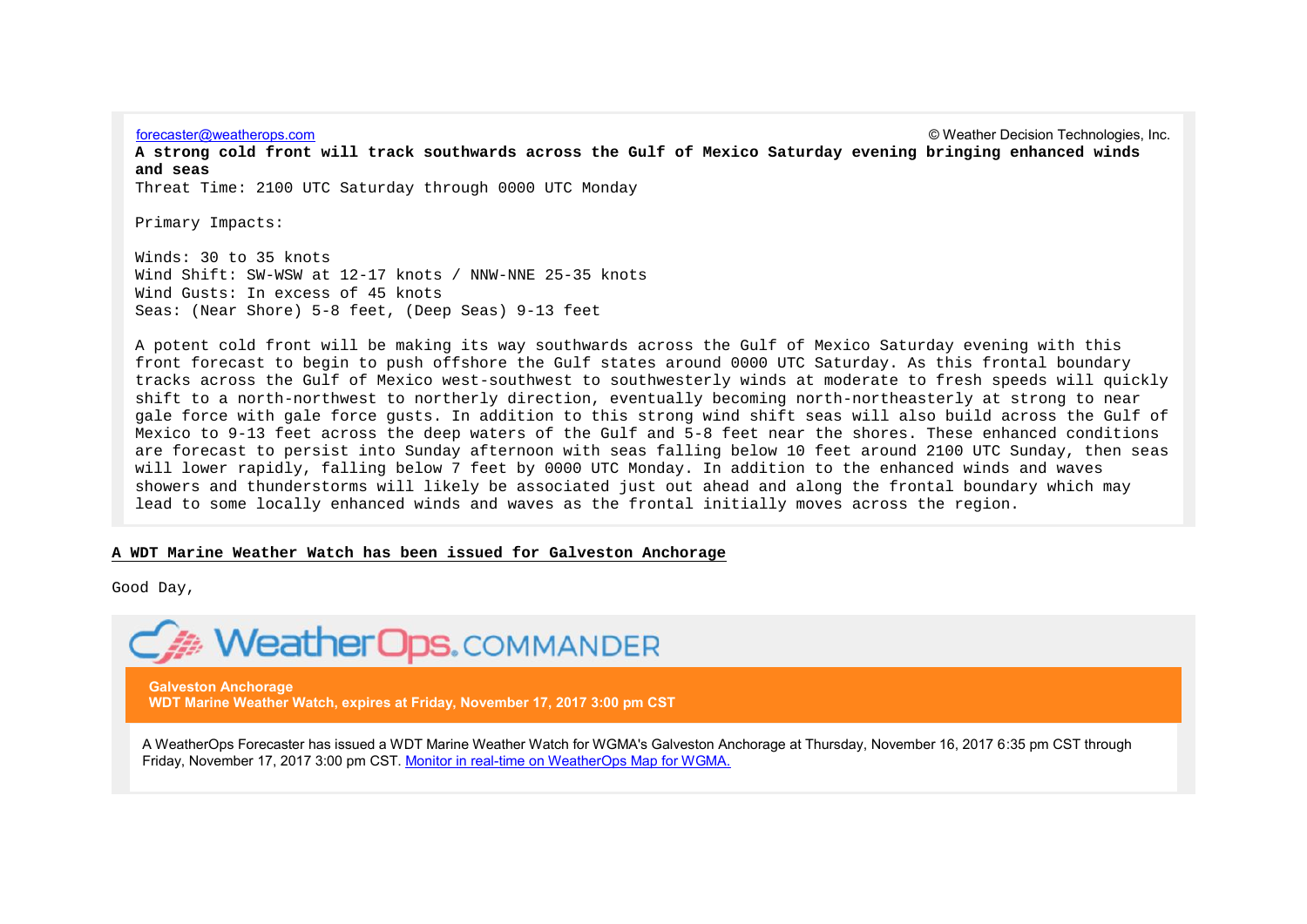forecaster@weatherops.com © Weather Decision Technologies, Inc.

**A strong cold front will track southwards across the Gulf of Mexico Saturday evening bringing enhanced winds and seas**

Threat Time: 2100 UTC Saturday through 0000 UTC Monday

Primary Impacts:

Winds: 30 to 35 knots
Wind Shift: SW-WSW at 12-17 knots / NNW-NNE 25-35 knots
Wind Gusts: In excess of 45 knots
Seas: (Near Shore) 5-8 feet, (Deep Seas) 9-13 feet

A potent cold front will be making its way southwards across the Gulf of Mexico Saturday evening with this front forecast to begin to push offshore the Gulf states around 0000 UTC Saturday. As this frontal boundary tracks across the Gulf of Mexico west-southwest to southwesterly winds at moderate to fresh speeds will quickly shift to a north-northwest to northerly direction, eventually becoming north-northeasterly at strong to near gale force with gale force gusts. In addition to this strong wind shift seas will also build across the Gulf of Mexico to 9-13 feet across the deep waters of the Gulf and 5-8 feet near the shores. These enhanced conditions are forecast to persist into Sunday afternoon with seas falling below 10 feet around 2100 UTC Sunday, then seas will lower rapidly, falling below 7 feet by 0000 UTC Monday. In addition to the enhanced winds and waves showers and thunderstorms will likely be associated just out ahead and along the frontal boundary which may lead to some locally enhanced winds and waves as the frontal initially moves across the region.

**A WDT Marine Weather Watch has been issued for Galveston Anchorage**

Good Day,

WeatherOps.COMMANDER

**Galveston Anchorage**
**WDT Marine Weather Watch, expires at Friday, November 17, 2017 3:00 pm CST**

A WeatherOps Forecaster has issued a WDT Marine Weather Watch for WGMA's Galveston Anchorage at Thursday, November 16, 2017 6:35 pm CST through Friday, November 17, 2017 3:00 pm CST. Monitor in real-time on WeatherOps Map for WGMA.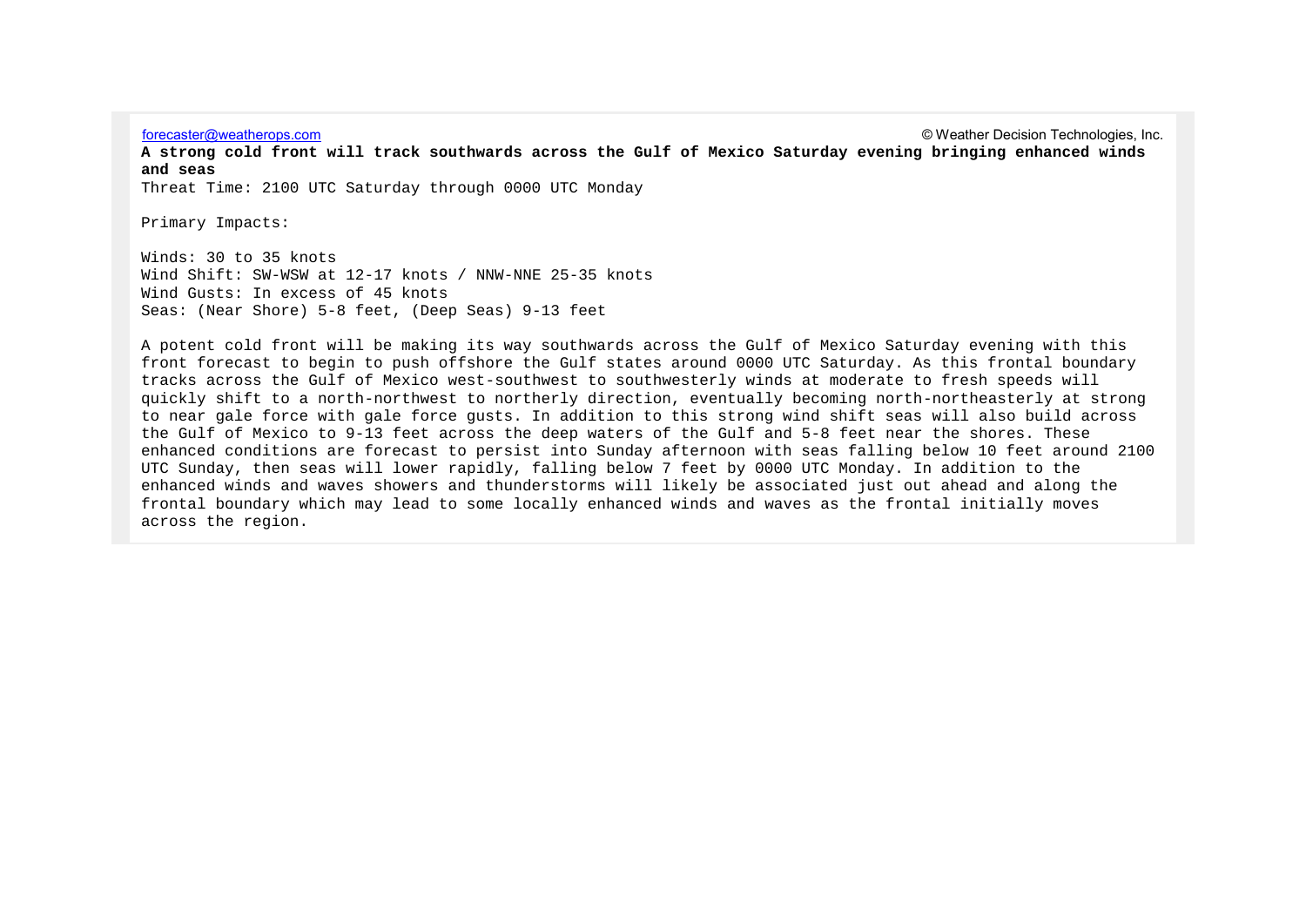forecaster@weatherops.com © Weather Decision Technologies, Inc.

**A strong cold front will track southwards across the Gulf of Mexico Saturday evening bringing enhanced winds and seas**

Threat Time: 2100 UTC Saturday through 0000 UTC Monday

Primary Impacts:

Winds: 30 to 35 knots
Wind Shift: SW-WSW at 12-17 knots / NNW-NNE 25-35 knots
Wind Gusts: In excess of 45 knots
Seas: (Near Shore) 5-8 feet, (Deep Seas) 9-13 feet

A potent cold front will be making its way southwards across the Gulf of Mexico Saturday evening with this front forecast to begin to push offshore the Gulf states around 0000 UTC Saturday. As this frontal boundary tracks across the Gulf of Mexico west-southwest to southwesterly winds at moderate to fresh speeds will quickly shift to a north-northwest to northerly direction, eventually becoming north-northeasterly at strong to near gale force with gale force gusts. In addition to this strong wind shift seas will also build across the Gulf of Mexico to 9-13 feet across the deep waters of the Gulf and 5-8 feet near the shores. These enhanced conditions are forecast to persist into Sunday afternoon with seas falling below 10 feet around 2100 UTC Sunday, then seas will lower rapidly, falling below 7 feet by 0000 UTC Monday. In addition to the enhanced winds and waves showers and thunderstorms will likely be associated just out ahead and along the frontal boundary which may lead to some locally enhanced winds and waves as the frontal initially moves across the region.